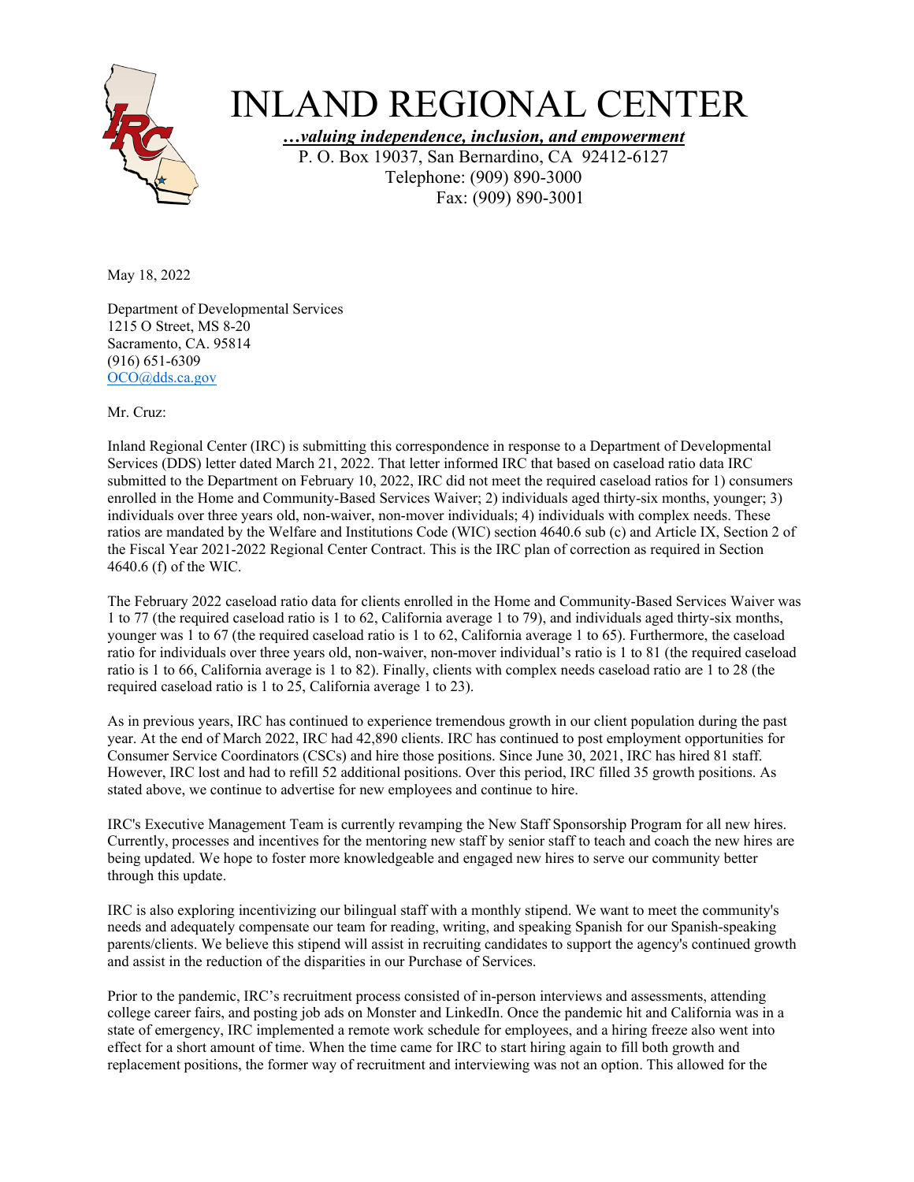# INLAND REGIONAL CENTER

***…valuing independence, inclusion, and empowerment***

P. O. Box 19037, San Bernardino, CA 92412-6127
Telephone: (909) 890-3000
Fax: (909) 890-3001

May 18, 2022

Department of Developmental Services
1215 O Street, MS 8-20
Sacramento, CA. 95814
(916) 651-6309
OCO@dds.ca.gov

Mr. Cruz:

Inland Regional Center (IRC) is submitting this correspondence in response to a Department of Developmental Services (DDS) letter dated March 21, 2022. That letter informed IRC that based on caseload ratio data IRC submitted to the Department on February 10, 2022, IRC did not meet the required caseload ratios for 1) consumers enrolled in the Home and Community-Based Services Waiver; 2) individuals aged thirty-six months, younger; 3) individuals over three years old, non-waiver, non-mover individuals; 4) individuals with complex needs. These ratios are mandated by the Welfare and Institutions Code (WIC) section 4640.6 sub (c) and Article IX, Section 2 of the Fiscal Year 2021-2022 Regional Center Contract. This is the IRC plan of correction as required in Section 4640.6 (f) of the WIC.

The February 2022 caseload ratio data for clients enrolled in the Home and Community-Based Services Waiver was 1 to 77 (the required caseload ratio is 1 to 62, California average 1 to 79), and individuals aged thirty-six months, younger was 1 to 67 (the required caseload ratio is 1 to 62, California average 1 to 65). Furthermore, the caseload ratio for individuals over three years old, non-waiver, non-mover individual's ratio is 1 to 81 (the required caseload ratio is 1 to 66, California average is 1 to 82). Finally, clients with complex needs caseload ratio are 1 to 28 (the required caseload ratio is 1 to 25, California average 1 to 23).

As in previous years, IRC has continued to experience tremendous growth in our client population during the past year. At the end of March 2022, IRC had 42,890 clients. IRC has continued to post employment opportunities for Consumer Service Coordinators (CSCs) and hire those positions. Since June 30, 2021, IRC has hired 81 staff. However, IRC lost and had to refill 52 additional positions. Over this period, IRC filled 35 growth positions. As stated above, we continue to advertise for new employees and continue to hire.

IRC's Executive Management Team is currently revamping the New Staff Sponsorship Program for all new hires. Currently, processes and incentives for the mentoring new staff by senior staff to teach and coach the new hires are being updated. We hope to foster more knowledgeable and engaged new hires to serve our community better through this update.

IRC is also exploring incentivizing our bilingual staff with a monthly stipend. We want to meet the community's needs and adequately compensate our team for reading, writing, and speaking Spanish for our Spanish-speaking parents/clients. We believe this stipend will assist in recruiting candidates to support the agency's continued growth and assist in the reduction of the disparities in our Purchase of Services.

Prior to the pandemic, IRC's recruitment process consisted of in-person interviews and assessments, attending college career fairs, and posting job ads on Monster and LinkedIn. Once the pandemic hit and California was in a state of emergency, IRC implemented a remote work schedule for employees, and a hiring freeze also went into effect for a short amount of time. When the time came for IRC to start hiring again to fill both growth and replacement positions, the former way of recruitment and interviewing was not an option. This allowed for the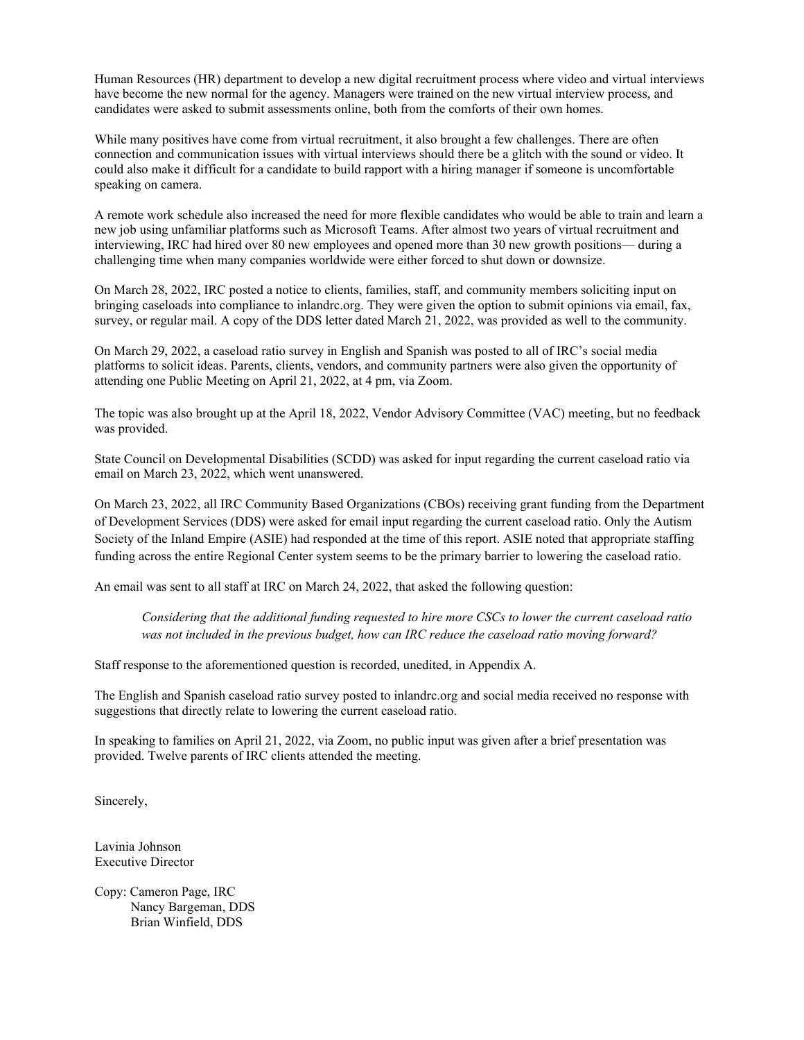Human Resources (HR) department to develop a new digital recruitment process where video and virtual interviews have become the new normal for the agency. Managers were trained on the new virtual interview process, and candidates were asked to submit assessments online, both from the comforts of their own homes.

While many positives have come from virtual recruitment, it also brought a few challenges. There are often connection and communication issues with virtual interviews should there be a glitch with the sound or video. It could also make it difficult for a candidate to build rapport with a hiring manager if someone is uncomfortable speaking on camera.

A remote work schedule also increased the need for more flexible candidates who would be able to train and learn a new job using unfamiliar platforms such as Microsoft Teams. After almost two years of virtual recruitment and interviewing, IRC had hired over 80 new employees and opened more than 30 new growth positions— during a challenging time when many companies worldwide were either forced to shut down or downsize.

On March 28, 2022, IRC posted a notice to clients, families, staff, and community members soliciting input on bringing caseloads into compliance to inlandrc.org. They were given the option to submit opinions via email, fax, survey, or regular mail. A copy of the DDS letter dated March 21, 2022, was provided as well to the community.

On March 29, 2022, a caseload ratio survey in English and Spanish was posted to all of IRC's social media platforms to solicit ideas. Parents, clients, vendors, and community partners were also given the opportunity of attending one Public Meeting on April 21, 2022, at 4 pm, via Zoom.

The topic was also brought up at the April 18, 2022, Vendor Advisory Committee (VAC) meeting, but no feedback was provided.

State Council on Developmental Disabilities (SCDD) was asked for input regarding the current caseload ratio via email on March 23, 2022, which went unanswered.

On March 23, 2022, all IRC Community Based Organizations (CBOs) receiving grant funding from the Department of Development Services (DDS) were asked for email input regarding the current caseload ratio. Only the Autism Society of the Inland Empire (ASIE) had responded at the time of this report. ASIE noted that appropriate staffing funding across the entire Regional Center system seems to be the primary barrier to lowering the caseload ratio.

An email was sent to all staff at IRC on March 24, 2022, that asked the following question:

> *Considering that the additional funding requested to hire more CSCs to lower the current caseload ratio was not included in the previous budget, how can IRC reduce the caseload ratio moving forward?*

Staff response to the aforementioned question is recorded, unedited, in Appendix A.

The English and Spanish caseload ratio survey posted to inlandrc.org and social media received no response with suggestions that directly relate to lowering the current caseload ratio.

In speaking to families on April 21, 2022, via Zoom, no public input was given after a brief presentation was provided. Twelve parents of IRC clients attended the meeting.

Sincerely,

Lavinia Johnson
Executive Director

Copy: Cameron Page, IRC
Nancy Bargeman, DDS
Brian Winfield, DDS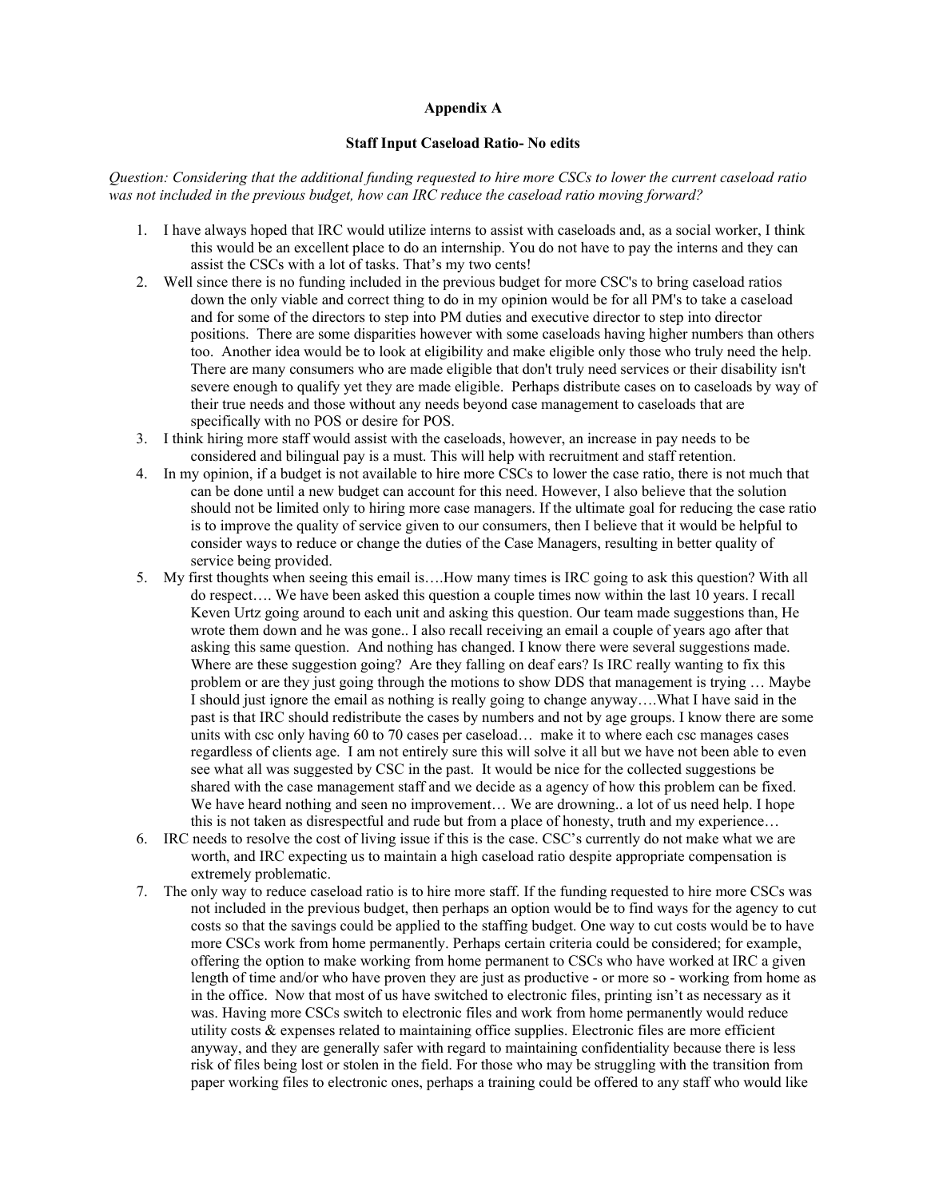**Appendix A**

**Staff Input Caseload Ratio- No edits**

*Question: Considering that the additional funding requested to hire more CSCs to lower the current caseload ratio was not included in the previous budget, how can IRC reduce the caseload ratio moving forward?*

1. I have always hoped that IRC would utilize interns to assist with caseloads and, as a social worker, I think this would be an excellent place to do an internship. You do not have to pay the interns and they can assist the CSCs with a lot of tasks. That's my two cents!
2. Well since there is no funding included in the previous budget for more CSC's to bring caseload ratios down the only viable and correct thing to do in my opinion would be for all PM's to take a caseload and for some of the directors to step into PM duties and executive director to step into director positions. There are some disparities however with some caseloads having higher numbers than others too. Another idea would be to look at eligibility and make eligible only those who truly need the help. There are many consumers who are made eligible that don't truly need services or their disability isn't severe enough to qualify yet they are made eligible. Perhaps distribute cases on to caseloads by way of their true needs and those without any needs beyond case management to caseloads that are specifically with no POS or desire for POS.
3. I think hiring more staff would assist with the caseloads, however, an increase in pay needs to be considered and bilingual pay is a must. This will help with recruitment and staff retention.
4. In my opinion, if a budget is not available to hire more CSCs to lower the case ratio, there is not much that can be done until a new budget can account for this need. However, I also believe that the solution should not be limited only to hiring more case managers. If the ultimate goal for reducing the case ratio is to improve the quality of service given to our consumers, then I believe that it would be helpful to consider ways to reduce or change the duties of the Case Managers, resulting in better quality of service being provided.
5. My first thoughts when seeing this email is….How many times is IRC going to ask this question? With all do respect…. We have been asked this question a couple times now within the last 10 years. I recall Keven Urtz going around to each unit and asking this question. Our team made suggestions than, He wrote them down and he was gone.. I also recall receiving an email a couple of years ago after that asking this same question. And nothing has changed. I know there were several suggestions made. Where are these suggestion going? Are they falling on deaf ears? Is IRC really wanting to fix this problem or are they just going through the motions to show DDS that management is trying … Maybe I should just ignore the email as nothing is really going to change anyway….What I have said in the past is that IRC should redistribute the cases by numbers and not by age groups. I know there are some units with csc only having 60 to 70 cases per caseload… make it to where each csc manages cases regardless of clients age. I am not entirely sure this will solve it all but we have not been able to even see what all was suggested by CSC in the past. It would be nice for the collected suggestions be shared with the case management staff and we decide as a agency of how this problem can be fixed. We have heard nothing and seen no improvement… We are drowning.. a lot of us need help. I hope this is not taken as disrespectful and rude but from a place of honesty, truth and my experience…
6. IRC needs to resolve the cost of living issue if this is the case. CSC's currently do not make what we are worth, and IRC expecting us to maintain a high caseload ratio despite appropriate compensation is extremely problematic.
7. The only way to reduce caseload ratio is to hire more staff. If the funding requested to hire more CSCs was not included in the previous budget, then perhaps an option would be to find ways for the agency to cut costs so that the savings could be applied to the staffing budget. One way to cut costs would be to have more CSCs work from home permanently. Perhaps certain criteria could be considered; for example, offering the option to make working from home permanent to CSCs who have worked at IRC a given length of time and/or who have proven they are just as productive - or more so - working from home as in the office. Now that most of us have switched to electronic files, printing isn't as necessary as it was. Having more CSCs switch to electronic files and work from home permanently would reduce utility costs & expenses related to maintaining office supplies. Electronic files are more efficient anyway, and they are generally safer with regard to maintaining confidentiality because there is less risk of files being lost or stolen in the field. For those who may be struggling with the transition from paper working files to electronic ones, perhaps a training could be offered to any staff who would like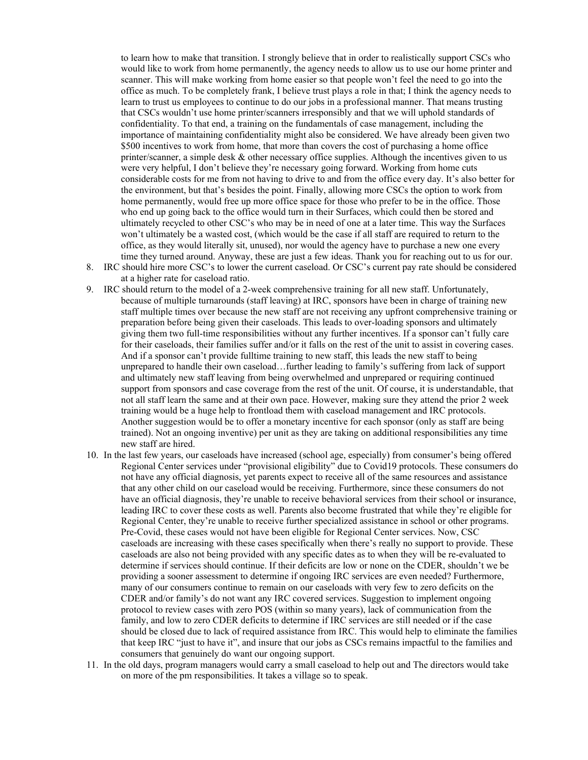to learn how to make that transition. I strongly believe that in order to realistically support CSCs who would like to work from home permanently, the agency needs to allow us to use our home printer and scanner. This will make working from home easier so that people won't feel the need to go into the office as much. To be completely frank, I believe trust plays a role in that; I think the agency needs to learn to trust us employees to continue to do our jobs in a professional manner. That means trusting that CSCs wouldn't use home printer/scanners irresponsibly and that we will uphold standards of confidentiality. To that end, a training on the fundamentals of case management, including the importance of maintaining confidentiality might also be considered. We have already been given two $500 incentives to work from home, that more than covers the cost of purchasing a home office printer/scanner, a simple desk & other necessary office supplies. Although the incentives given to us were very helpful, I don't believe they're necessary going forward. Working from home cuts considerable costs for me from not having to drive to and from the office every day. It's also better for the environment, but that's besides the point. Finally, allowing more CSCs the option to work from home permanently, would free up more office space for those who prefer to be in the office. Those who end up going back to the office would turn in their Surfaces, which could then be stored and ultimately recycled to other CSC's who may be in need of one at a later time. This way the Surfaces won't ultimately be a wasted cost, (which would be the case if all staff are required to return to the office, as they would literally sit, unused), nor would the agency have to purchase a new one every time they turned around. Anyway, these are just a few ideas. Thank you for reaching out to us for our.

8. IRC should hire more CSC's to lower the current caseload. Or CSC's current pay rate should be considered at a higher rate for caseload ratio.
9. IRC should return to the model of a 2-week comprehensive training for all new staff. Unfortunately, because of multiple turnarounds (staff leaving) at IRC, sponsors have been in charge of training new staff multiple times over because the new staff are not receiving any upfront comprehensive training or preparation before being given their caseloads. This leads to over-loading sponsors and ultimately giving them two full-time responsibilities without any further incentives. If a sponsor can't fully care for their caseloads, their families suffer and/or it falls on the rest of the unit to assist in covering cases. And if a sponsor can't provide fulltime training to new staff, this leads the new staff to being unprepared to handle their own caseload…further leading to family's suffering from lack of support and ultimately new staff leaving from being overwhelmed and unprepared or requiring continued support from sponsors and case coverage from the rest of the unit. Of course, it is understandable, that not all staff learn the same and at their own pace. However, making sure they attend the prior 2 week training would be a huge help to frontload them with caseload management and IRC protocols. Another suggestion would be to offer a monetary incentive for each sponsor (only as staff are being trained). Not an ongoing inventive) per unit as they are taking on additional responsibilities any time new staff are hired.
10. In the last few years, our caseloads have increased (school age, especially) from consumer's being offered Regional Center services under "provisional eligibility" due to Covid19 protocols. These consumers do not have any official diagnosis, yet parents expect to receive all of the same resources and assistance that any other child on our caseload would be receiving. Furthermore, since these consumers do not have an official diagnosis, they're unable to receive behavioral services from their school or insurance, leading IRC to cover these costs as well. Parents also become frustrated that while they're eligible for Regional Center, they're unable to receive further specialized assistance in school or other programs. Pre-Covid, these cases would not have been eligible for Regional Center services. Now, CSC caseloads are increasing with these cases specifically when there's really no support to provide. These caseloads are also not being provided with any specific dates as to when they will be re-evaluated to determine if services should continue. If their deficits are low or none on the CDER, shouldn't we be providing a sooner assessment to determine if ongoing IRC services are even needed? Furthermore, many of our consumers continue to remain on our caseloads with very few to zero deficits on the CDER and/or family's do not want any IRC covered services. Suggestion to implement ongoing protocol to review cases with zero POS (within so many years), lack of communication from the family, and low to zero CDER deficits to determine if IRC services are still needed or if the case should be closed due to lack of required assistance from IRC. This would help to eliminate the families that keep IRC "just to have it", and insure that our jobs as CSCs remains impactful to the families and consumers that genuinely do want our ongoing support.
11. In the old days, program managers would carry a small caseload to help out and The directors would take on more of the pm responsibilities. It takes a village so to speak.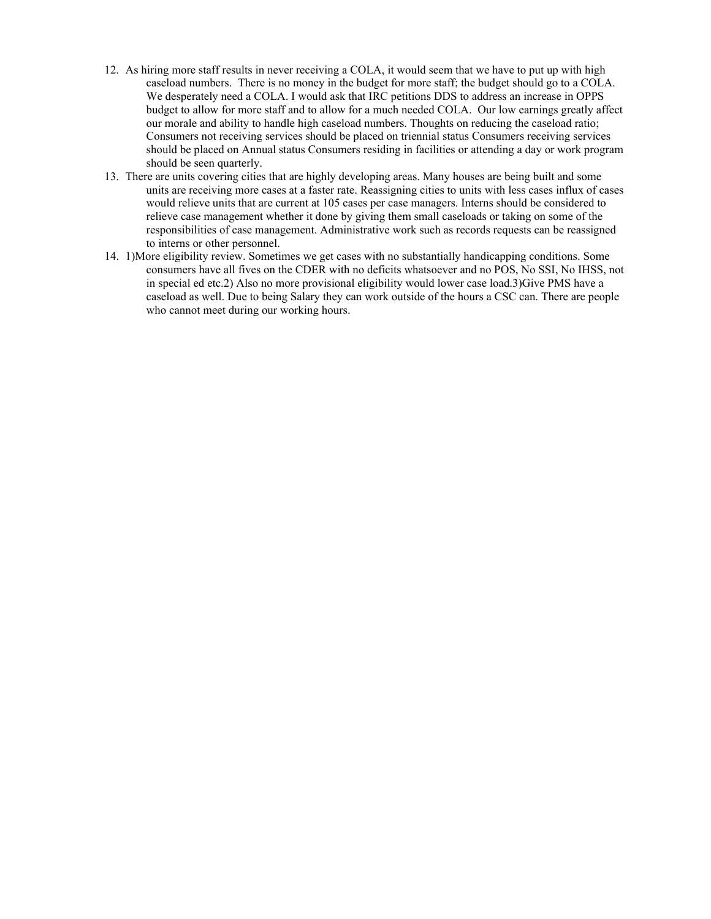12. As hiring more staff results in never receiving a COLA, it would seem that we have to put up with high caseload numbers. There is no money in the budget for more staff; the budget should go to a COLA. We desperately need a COLA. I would ask that IRC petitions DDS to address an increase in OPPS budget to allow for more staff and to allow for a much needed COLA. Our low earnings greatly affect our morale and ability to handle high caseload numbers. Thoughts on reducing the caseload ratio; Consumers not receiving services should be placed on triennial status Consumers receiving services should be placed on Annual status Consumers residing in facilities or attending a day or work program should be seen quarterly.
13. There are units covering cities that are highly developing areas. Many houses are being built and some units are receiving more cases at a faster rate. Reassigning cities to units with less cases influx of cases would relieve units that are current at 105 cases per case managers. Interns should be considered to relieve case management whether it done by giving them small caseloads or taking on some of the responsibilities of case management. Administrative work such as records requests can be reassigned to interns or other personnel.
14. 1)More eligibility review. Sometimes we get cases with no substantially handicapping conditions. Some consumers have all fives on the CDER with no deficits whatsoever and no POS, No SSI, No IHSS, not in special ed etc.2) Also no more provisional eligibility would lower case load.3)Give PMS have a caseload as well. Due to being Salary they can work outside of the hours a CSC can. There are people who cannot meet during our working hours.